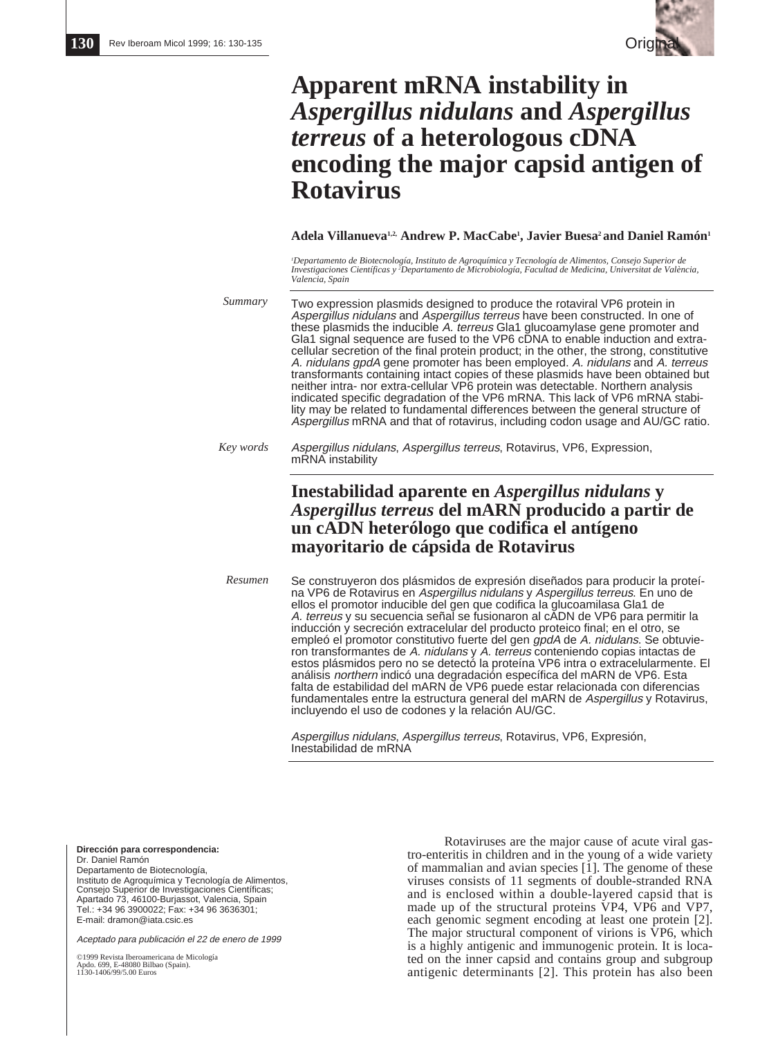# Apparent mRNA instability in *Aspergillus nidulans* and *Aspergillus terreus* of a heterologous cDNA encoding the major capsid antigen of Rotavirus

**Adela Villanueva[1,2], Andrew P. MacCabe[1], Javier Buesa[2] and Daniel Ramón[1]**

*[1]Departamento de Biotecnología, Instituto de Agroquímica y Tecnología de Alimentos, Consejo Superior de Investigaciones Científicas y [2]Departamento de Microbiología, Facultad de Medicina, Universitat de València, Valencia, Spain*

*Summary*

Two expression plasmids designed to produce the rotaviral VP6 protein in *Aspergillus nidulans* and *Aspergillus terreus* have been constructed. In one of these plasmids the inducible *A. terreus* Gla1 glucoamylase gene promoter and Gla1 signal sequence are fused to the VP6 cDNA to enable induction and extracellular secretion of the final protein product; in the other, the strong, constitutive *A. nidulans gpdA* gene promoter has been employed. *A. nidulans* and *A. terreus* transformants containing intact copies of these plasmids have been obtained but neither intra- nor extra-cellular VP6 protein was detectable. Northern analysis indicated specific degradation of the VP6 mRNA. This lack of VP6 mRNA stability may be related to fundamental differences between the general structure of *Aspergillus* mRNA and that of rotavirus, including codon usage and AU/GC ratio.

*Key words*

*Aspergillus nidulans*, *Aspergillus terreus*, Rotavirus, VP6, Expression, mRNA instability

## Inestabilidad aparente en *Aspergillus nidulans* y *Aspergillus terreus* del mARN producido a partir de un cADN heterólogo que codifica el antígeno mayoritario de cápsida de Rotavirus

*Resumen*

Se construyeron dos plásmidos de expresión diseñados para producir la proteína VP6 de Rotavirus en *Aspergillus nidulans* y *Aspergillus terreus*. En uno de ellos el promotor inducible del gen que codifica la glucoamilasa Gla1 de *A. terreus* y su secuencia señal se fusionaron al cADN de VP6 para permitir la inducción y secreción extracelular del producto proteico final; en el otro, se empleó el promotor constitutivo fuerte del gen *gpdA* de *A. nidulans*. Se obtuvieron transformantes de *A. nidulans* y *A. terreus* conteniendo copias intactas de estos plásmidos pero no se detectó la proteína VP6 intra o extracelularmente. El análisis *northern* indicó una degradación específica del mARN de VP6. Esta falta de estabilidad del mARN de VP6 puede estar relacionada con diferencias fundamentales entre la estructura general del mARN de *Aspergillus* y Rotavirus, incluyendo el uso de codones y la relación AU/GC.

*Aspergillus nidulans*, *Aspergillus terreus*, Rotavirus, VP6, Expresión, Inestabilidad de mRNA

**Dirección para correspondencia:**
Dr. Daniel Ramón
Departamento de Biotecnología,
Instituto de Agroquímica y Tecnología de Alimentos,
Consejo Superior de Investigaciones Científicas;
Apartado 73, 46100-Burjassot, Valencia, Spain
Tel.: +34 96 3900022; Fax: +34 96 3636301;
E-mail: dramon@iata.csic.es

*Aceptado para publicación el 22 de enero de 1999*

©1999 Revista Iberoamericana de Micología
Apdo. 699, E-48080 Bilbao (Spain).
1130-1406/99/5.00 Euros

Rotaviruses are the major cause of acute viral gastro-enteritis in children and in the young of a wide variety of mammalian and avian species [1]. The genome of these viruses consists of 11 segments of double-stranded RNA and is enclosed within a double-layered capsid that is made up of the structural proteins VP4, VP6 and VP7, each genomic segment encoding at least one protein [2]. The major structural component of virions is VP6, which is a highly antigenic and immunogenic protein. It is located on the inner capsid and contains group and subgroup antigenic determinants [2]. This protein has also been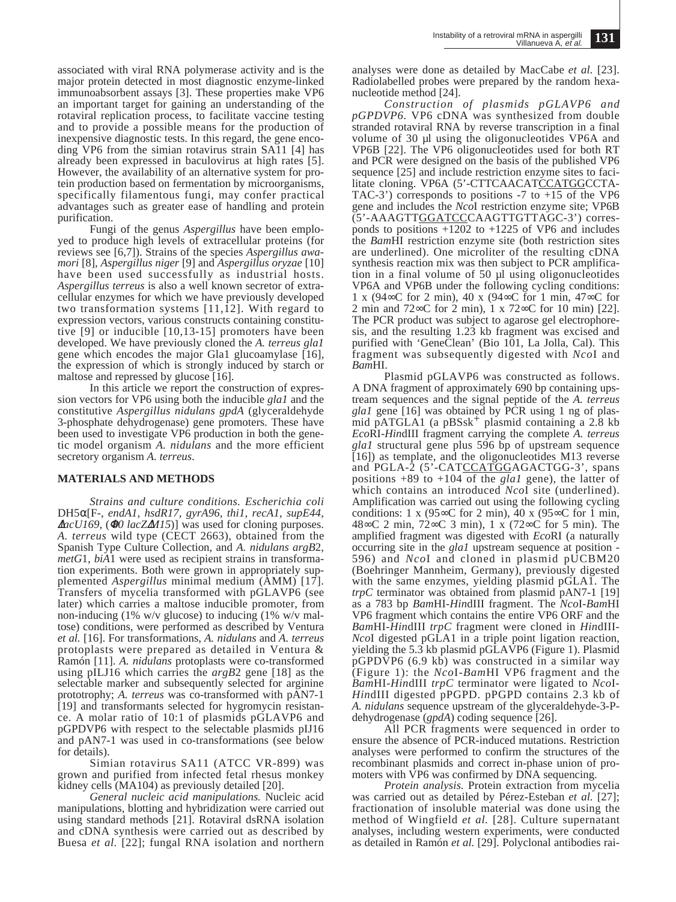associated with viral RNA polymerase activity and is the major protein detected in most diagnostic enzyme-linked immunoabsorbent assays [3]. These properties make VP6 an important target for gaining an understanding of the rotaviral replication process, to facilitate vaccine testing and to provide a possible means for the production of inexpensive diagnostic tests. In this regard, the gene encoding VP6 from the simian rotavirus strain SA11 [4] has already been expressed in baculovirus at high rates [5]. However, the availability of an alternative system for protein production based on fermentation by microorganisms, specifically filamentous fungi, may confer practical advantages such as greater ease of handling and protein purification.

Fungi of the genus *Aspergillus* have been employed to produce high levels of extracellular proteins (for reviews see [6,7]). Strains of the species *Aspergillus awamori* [8], *Aspergillus niger* [9] and *Aspergillus oryzae* [10] have been used successfully as industrial hosts. *Aspergillus terreus* is also a well known secretor of extracellular enzymes for which we have previously developed two transformation systems [11,12]. With regard to expression vectors, various constructs containing constitutive [9] or inducible [10,13-15] promoters have been developed. We have previously cloned the *A. terreus gla1* gene which encodes the major Gla1 glucoamylase [16], the expression of which is strongly induced by starch or maltose and repressed by glucose [16].

In this article we report the construction of expression vectors for VP6 using both the inducible *gla1* and the constitutive *Aspergillus nidulans gpdA* (glyceraldehyde 3-phosphate dehydrogenase) gene promoters. These have been used to investigate VP6 production in both the genetic model organism *A. nidulans* and the more efficient secretory organism *A. terreus*.

## MATERIALS AND METHODS

*Strains and culture conditions. Escherichia coli* DH5α[F-, *endA1, hsdR17, gyrA96, thi1, recA1, supE44, ΔlacU169,* (*Φ80 lacZΔM15*)] was used for cloning purposes. *A. terreus* wild type (CECT 2663), obtained from the Spanish Type Culture Collection, and *A. nidulans argB*2, *metG*1, *biA*1 were used as recipient strains in transformation experiments. Both were grown in appropriately supplemented *Aspergillus* minimal medium (AMM) [17]. Transfers of mycelia transformed with pGLAVP6 (see later) which carries a maltose inducible promoter, from non-inducing (1% w/v glucose) to inducing (1% w/v maltose) conditions, were performed as described by Ventura *et al.* [16]. For transformations, *A. nidulans* and *A. terreus* protoplasts were prepared as detailed in Ventura & Ramón [11]. *A. nidulans* protoplasts were co-transformed using pILJ16 which carries the *argB*2 gene [18] as the selectable marker and subsequently selected for arginine prototrophy; *A. terreus* was co-transformed with pAN7-1 [19] and transformants selected for hygromycin resistance. A molar ratio of 10:1 of plasmids pGLAVP6 and pGPDVP6 with respect to the selectable plasmids pIJ16 and pAN7-1 was used in co-transformations (see below for details).

Simian rotavirus SA11 (ATCC VR-899) was grown and purified from infected fetal rhesus monkey kidney cells (MA104) as previously detailed [20].

*General nucleic acid manipulations.* Nucleic acid manipulations, blotting and hybridization were carried out using standard methods [21]. Rotaviral dsRNA isolation and cDNA synthesis were carried out as described by Buesa *et al.* [22]; fungal RNA isolation and northern analyses were done as detailed by MacCabe *et al.* [23]. Radiolabelled probes were prepared by the random hexanucleotide method [24].

*Construction of plasmids pGLAVP6 and pGPDVP6.* VP6 cDNA was synthesized from double stranded rotaviral RNA by reverse transcription in a final volume of 30 µl using the oligonucleotides VP6A and VP6B [22]. The VP6 oligonucleotides used for both RT and PCR were designed on the basis of the published VP6 sequence [25] and include restriction enzyme sites to facilitate cloning. VP6A (5'-CTTCAACATCCATGGCCTA-TAC-3') corresponds to positions -7 to +15 of the VP6 gene and includes the *Nco*I restriction enzyme site; VP6B (5'-AAAGTTGGATCCCAAGTTGTTAGC-3') corresponds to positions +1202 to +1225 of VP6 and includes the *Bam*HI restriction enzyme site (both restriction sites are underlined). One microliter of the resulting cDNA synthesis reaction mix was then subject to PCR amplification in a final volume of 50 µl using oligonucleotides VP6A and VP6B under the following cycling conditions: 1 x (94∞C for 2 min), 40 x (94∞C for 1 min, 47∞C for 2 min and 72∞C for 2 min), 1 x 72∞C for 10 min) [22]. The PCR product was subject to agarose gel electrophoresis, and the resulting 1.23 kb fragment was excised and purified with 'GeneClean' (Bio 101, La Jolla, Cal). This fragment was subsequently digested with *Nco*I and *Bam*HI.

Plasmid pGLAVP6 was constructed as follows. A DNA fragment of approximately 690 bp containing upstream sequences and the signal peptide of the *A. terreus gla1* gene [16] was obtained by PCR using 1 ng of plasmid pATGLA1 (a pBSsk$^+$ plasmid containing a 2.8 kb *Eco*RI-*Hin*dIII fragment carrying the complete *A. terreus gla1* structural gene plus 596 bp of upstream sequence [16]) as template, and the oligonucleotides M13 reverse and PGLA-2 (5'-CATCCATGGAGACTGG-3', spans positions +89 to +104 of the *gla1* gene), the latter of which contains an introduced *Nco*I site (underlined). Amplification was carried out using the following cycling conditions: 1 x (95∞C for 2 min), 40 x (95∞C for 1 min, 48∞C 2 min, 72∞C 3 min), 1 x (72∞C for 5 min). The amplified fragment was digested with *Eco*RI (a naturally occurring site in the *gla1* upstream sequence at position -596) and *Nco*I and cloned in plasmid pUCBM20 (Boehringer Mannheim, Germany), previously digested with the same enzymes, yielding plasmid pGLA1. The *trpC* terminator was obtained from plasmid pAN7-1 [19] as a 783 bp *Bam*HI-*Hin*dIII fragment. The *Nco*I-*Bam*HI VP6 fragment which contains the entire VP6 ORF and the *Bam*HI-*Hin*dIII *trpC* fragment were cloned in *Hin*dIII-*Nco*I digested pGLA1 in a triple point ligation reaction, yielding the 5.3 kb plasmid pGLAVP6 (Figure 1). Plasmid pGPDVP6 (6.9 kb) was constructed in a similar way (Figure 1): the *Nco*I-*Bam*HI VP6 fragment and the *Bam*HI-*Hin*dIII *trpC* terminator were ligated to *Nco*I-*Hin*dIII digested pPGPD. pPGPD contains 2.3 kb of *A. nidulans* sequence upstream of the glyceraldehyde-3-P-dehydrogenase (*gpdA*) coding sequence [26].

All PCR fragments were sequenced in order to ensure the absence of PCR-induced mutations. Restriction analyses were performed to confirm the structures of the recombinant plasmids and correct in-phase union of promoters with VP6 was confirmed by DNA sequencing.

*Protein analysis.* Protein extraction from mycelia was carried out as detailed by Pérez-Esteban *et al.* [27]; fractionation of insoluble material was done using the method of Wingfield *et al.* [28]. Culture supernatant analyses, including western experiments, were conducted as detailed in Ramón *et al.* [29]. Polyclonal antibodies rai-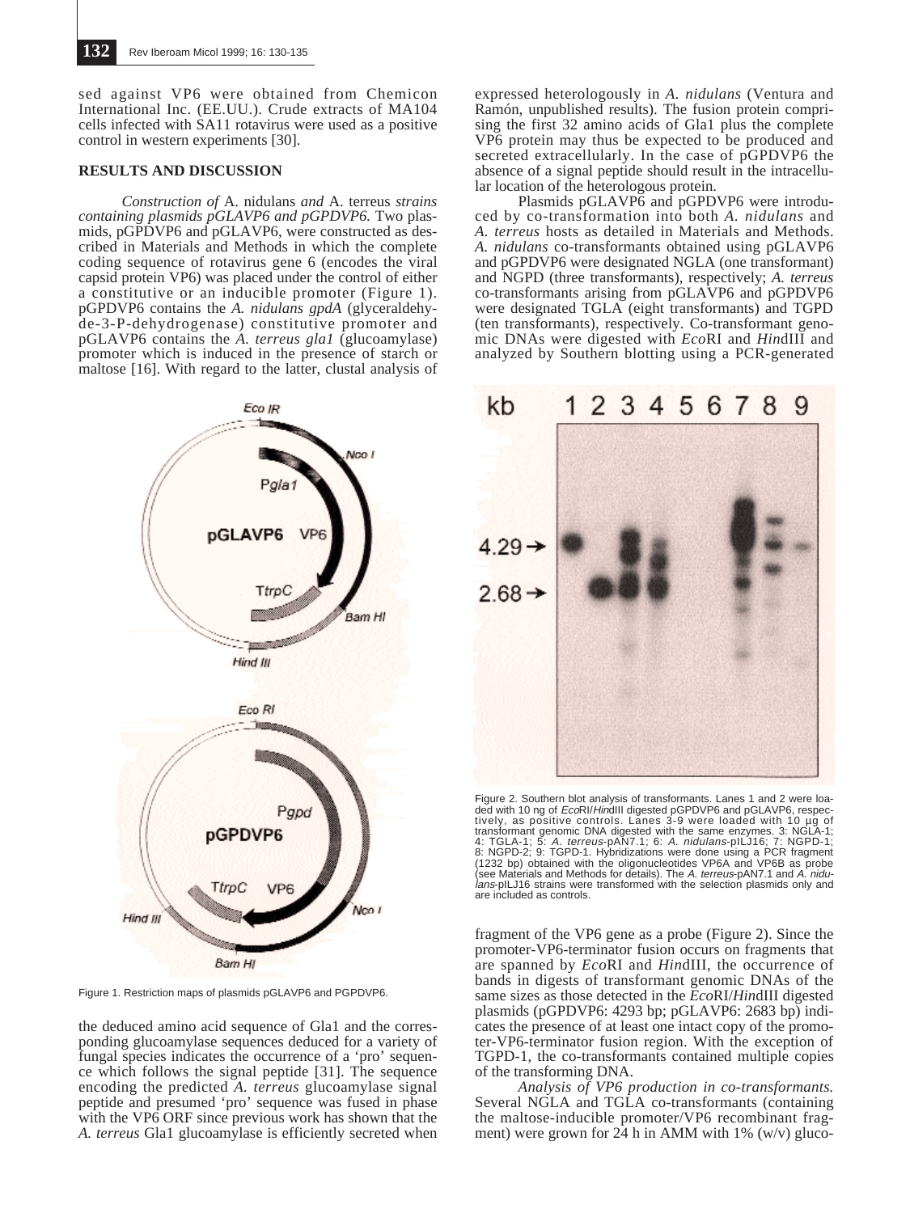sed against VP6 were obtained from Chemicon International Inc. (EE.UU.). Crude extracts of MA104 cells infected with SA11 rotavirus were used as a positive control in western experiments [30].

## RESULTS AND DISCUSSION

*Construction of* A. nidulans *and* A. terreus *strains containing plasmids pGLAVP6 and pGPDVP6.* Two plasmids, pGPDVP6 and pGLAVP6, were constructed as described in Materials and Methods in which the complete coding sequence of rotavirus gene 6 (encodes the viral capsid protein VP6) was placed under the control of either a constitutive or an inducible promoter (Figure 1). pGPDVP6 contains the *A. nidulans gpdA* (glyceraldehyde-3-P-dehydrogenase) constitutive promoter and pGLAVP6 contains the *A. terreus gla1* (glucoamylase) promoter which is induced in the presence of starch or maltose [16]. With regard to the latter, clustal analysis of the deduced amino acid sequence of Gla1 and the corresponding glucoamylase sequences deduced for a variety of fungal species indicates the occurrence of a 'pro' sequence which follows the signal peptide [31]. The sequence encoding the predicted *A. terreus* glucoamylase signal peptide and presumed 'pro' sequence was fused in phase with the VP6 ORF since previous work has shown that the *A. terreus* Gla1 glucoamylase is efficiently secreted when expressed heterologously in *A. nidulans* (Ventura and Ramón, unpublished results). The fusion protein comprising the first 32 amino acids of Gla1 plus the complete VP6 protein may thus be expected to be produced and secreted extracellularly. In the case of pGPDVP6 the absence of a signal peptide should result in the intracellular location of the heterologous protein.

Plasmids pGLAVP6 and pGPDVP6 were introduced by co-transformation into both *A. nidulans* and *A. terreus* hosts as detailed in Materials and Methods. *A. nidulans* co-transformants obtained using pGLAVP6 and pGPDVP6 were designated NGLA (one transformant) and NGPD (three transformants), respectively; *A. terreus* co-transformants arising from pGLAVP6 and pGPDVP6 were designated TGLA (eight transformants) and TGPD (ten transformants), respectively. Co-transformant genomic DNAs were digested with *Eco*RI and *Hin*dIII and analyzed by Southern blotting using a PCR-generated fragment of the VP6 gene as a probe (Figure 2). Since the promoter-VP6-terminator fusion occurs on fragments that are spanned by *Eco*RI and *Hin*dIII, the occurrence of bands in digests of transformant genomic DNAs of the same sizes as those detected in the *Eco*RI/*Hin*dIII digested plasmids (pGPDVP6: 4293 bp; pGLAVP6: 2683 bp) indicates the presence of at least one intact copy of the promoter-VP6-terminator fusion region. With the exception of TGPD-1, the co-transformants contained multiple copies of the transforming DNA.

Figure 1. Restriction maps of plasmids pGLAVP6 and PGPDVP6.

Figure 2. Southern blot analysis of transformants. Lanes 1 and 2 were loaded with 10 ng of *Eco*RI/*Hin*dIII digested pGPDVP6 and pGLAVP6, respectively, as positive controls. Lanes 3-9 were loaded with 10 µg of transformant genomic DNA digested with the same enzymes. 3: NGLA-1; 4: TGLA-1; 5: *A. terreus*-pAN7.1; 6: *A. nidulans*-pILJ16; 7: NGPD-1; 8: NGPD-2; 9: TGPD-1. Hybridizations were done using a PCR fragment (1232 bp) obtained with the oligonucleotides VP6A and VP6B as probe (see Materials and Methods for details). The *A. terreus*-pAN7.1 and *A. nidulans*-pILJ16 strains were transformed with the selection plasmids only and are included as controls.

*Analysis of VP6 production in co-transformants.* Several NGLA and TGLA co-transformants (containing the maltose-inducible promoter/VP6 recombinant fragment) were grown for 24 h in AMM with 1% (w/v) gluco-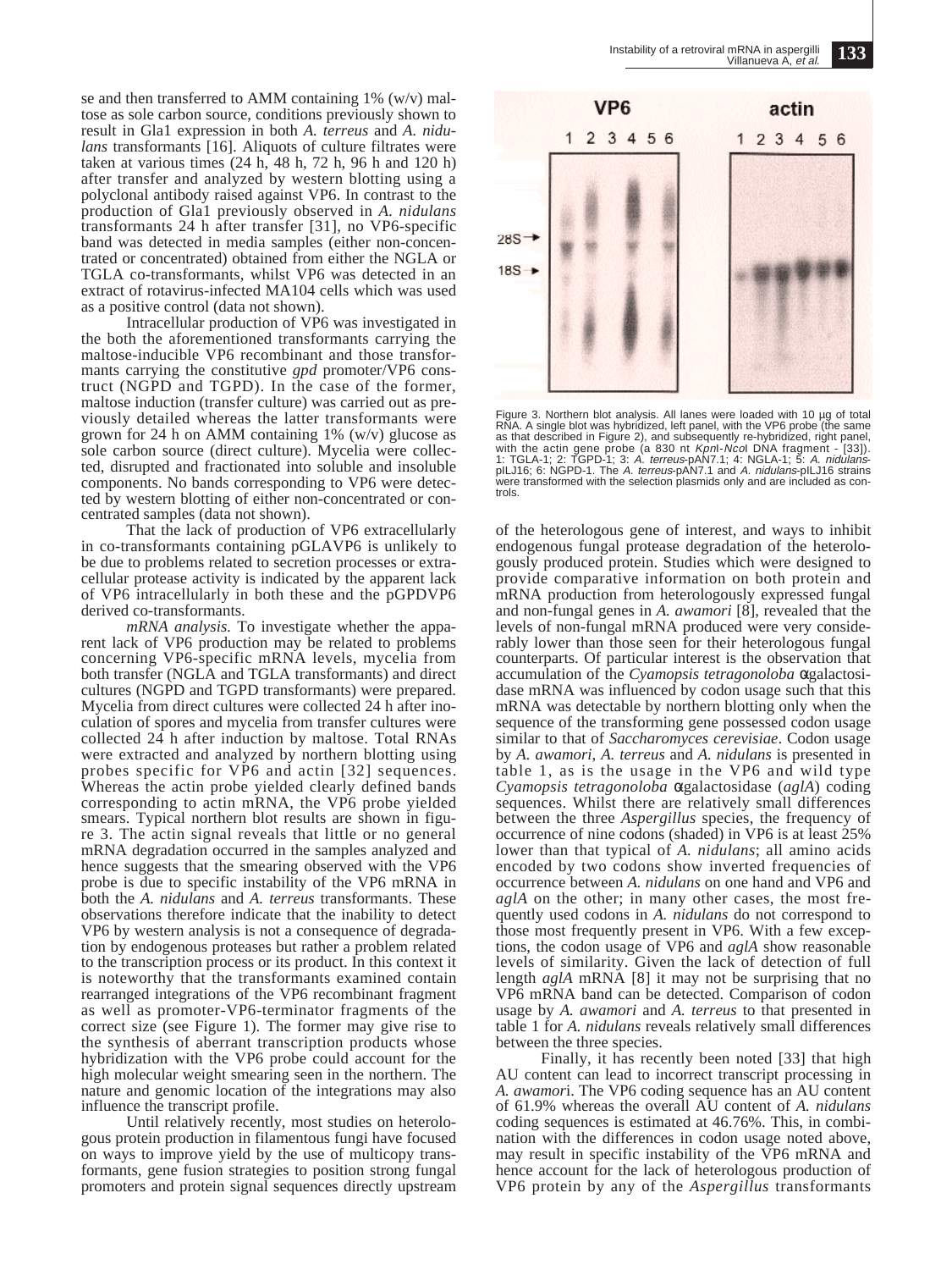se and then transferred to AMM containing 1% (w/v) maltose as sole carbon source, conditions previously shown to result in Gla1 expression in both *A. terreus* and *A. nidulans* transformants [16]. Aliquots of culture filtrates were taken at various times (24 h, 48 h, 72 h, 96 h and 120 h) after transfer and analyzed by western blotting using a polyclonal antibody raised against VP6. In contrast to the production of Gla1 previously observed in *A. nidulans* transformants 24 h after transfer [31], no VP6-specific band was detected in media samples (either non-concentrated or concentrated) obtained from either the NGLA or TGLA co-transformants, whilst VP6 was detected in an extract of rotavirus-infected MA104 cells which was used as a positive control (data not shown).

Intracellular production of VP6 was investigated in the both the aforementioned transformants carrying the maltose-inducible VP6 recombinant and those transformants carrying the constitutive *gpd* promoter/VP6 construct (NGPD and TGPD). In the case of the former, maltose induction (transfer culture) was carried out as previously detailed whereas the latter transformants were grown for 24 h on AMM containing 1% (w/v) glucose as sole carbon source (direct culture). Mycelia were collected, disrupted and fractionated into soluble and insoluble components. No bands corresponding to VP6 were detected by western blotting of either non-concentrated or concentrated samples (data not shown).

That the lack of production of VP6 extracellularly in co-transformants containing pGLAVP6 is unlikely to be due to problems related to secretion processes or extracellular protease activity is indicated by the apparent lack of VP6 intracellularly in both these and the pGPDVP6 derived co-transformants.

*mRNA analysis.* To investigate whether the apparent lack of VP6 production may be related to problems concerning VP6-specific mRNA levels, mycelia from both transfer (NGLA and TGLA transformants) and direct cultures (NGPD and TGPD transformants) were prepared. Mycelia from direct cultures were collected 24 h after inoculation of spores and mycelia from transfer cultures were collected 24 h after induction by maltose. Total RNAs were extracted and analyzed by northern blotting using probes specific for VP6 and actin [32] sequences. Whereas the actin probe yielded clearly defined bands corresponding to actin mRNA, the VP6 probe yielded smears. Typical northern blot results are shown in figure 3. The actin signal reveals that little or no general mRNA degradation occurred in the samples analyzed and hence suggests that the smearing observed with the VP6 probe is due to specific instability of the VP6 mRNA in both the *A. nidulans* and *A. terreus* transformants. These observations therefore indicate that the inability to detect VP6 by western analysis is not a consequence of degradation by endogenous proteases but rather a problem related to the transcription process or its product. In this context it is noteworthy that the transformants examined contain rearranged integrations of the VP6 recombinant fragment as well as promoter-VP6-terminator fragments of the correct size (see Figure 1). The former may give rise to the synthesis of aberrant transcription products whose hybridization with the VP6 probe could account for the high molecular weight smearing seen in the northern. The nature and genomic location of the integrations may also influence the transcript profile.

Until relatively recently, most studies on heterologous protein production in filamentous fungi have focused on ways to improve yield by the use of multicopy transformants, gene fusion strategies to position strong fungal promoters and protein signal sequences directly upstream of the heterologous gene of interest, and ways to inhibit endogenous fungal protease degradation of the heterologously produced protein. Studies which were designed to provide comparative information on both protein and mRNA production from heterologously expressed fungal and non-fungal genes in *A. awamori* [8], revealed that the levels of non-fungal mRNA produced were very considerably lower than those seen for their heterologous fungal counterparts. Of particular interest is the observation that accumulation of the *Cyamopsis tetragonoloba* α-galactosidase mRNA was influenced by codon usage such that this mRNA was detectable by northern blotting only when the sequence of the transforming gene possessed codon usage similar to that of *Saccharomyces cerevisiae*. Codon usage by *A. awamori*, *A. terreus* and *A. nidulans* is presented in table 1, as is the usage in the VP6 and wild type *Cyamopsis tetragonoloba* α-galactosidase (*aglA*) coding sequences. Whilst there are relatively small differences between the three *Aspergillus* species, the frequency of occurrence of nine codons (shaded) in VP6 is at least 25% lower than that typical of *A. nidulans*; all amino acids encoded by two codons show inverted frequencies of occurrence between *A. nidulans* on one hand and VP6 and *aglA* on the other; in many other cases, the most frequently used codons in *A. nidulans* do not correspond to those most frequently present in VP6. With a few exceptions, the codon usage of VP6 and *aglA* show reasonable levels of similarity. Given the lack of detection of full length *aglA* mRNA [8] it may not be surprising that no VP6 mRNA band can be detected. Comparison of codon usage by *A. awamori* and *A. terreus* to that presented in table 1 for *A. nidulans* reveals relatively small differences between the three species.

Finally, it has recently been noted [33] that high AU content can lead to incorrect transcript processing in *A. awamori*. The VP6 coding sequence has an AU content of 61.9% whereas the overall AU content of *A. nidulans* coding sequences is estimated at 46.76%. This, in combination with the differences in codon usage noted above, may result in specific instability of the VP6 mRNA and hence account for the lack of heterologous production of VP6 protein by any of the *Aspergillus* transformants

Figure 3. Northern blot analysis. All lanes were loaded with 10 µg of total RNA. A single blot was hybridized, left panel, with the VP6 probe (the same as that described in Figure 2), and subsequently re-hybridized, right panel, with the actin gene probe (a 830 nt *Kpn*I-*Nco*I DNA fragment - [33]). 1: TGLA-1; 2: TGPD-1; 3: *A. terreus*-pAN7.1; 4: NGLA-1; 5: *A. nidulans*-pILJ16; 6: NGPD-1. The *A. terreus*-pAN7.1 and *A. nidulans*-pILJ16 strains were transformed with the selection plasmids only and are included as controls.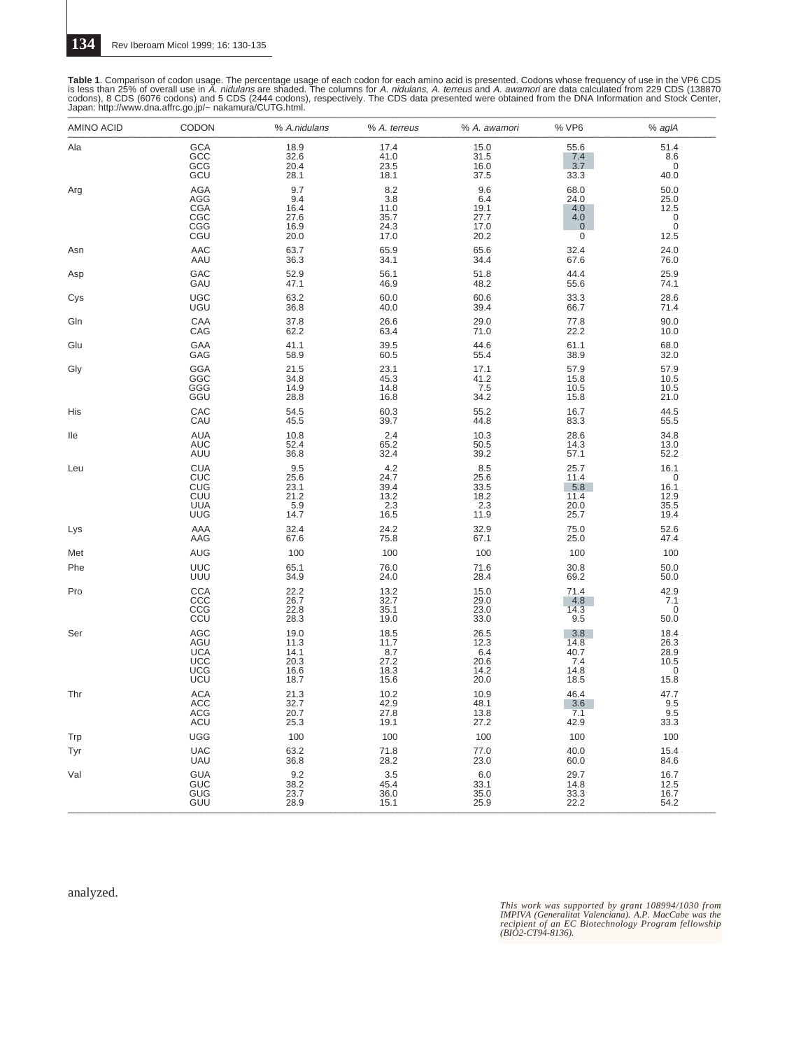**Table 1**. Comparison of codon usage. The percentage usage of each codon for each amino acid is presented. Codons whose frequency of use in the VP6 CDS is less than 25% of overall use in *A. nidulans* are shaded. The columns for *A. nidulans*, *A. terreus* and *A. awamori* are data calculated from 229 CDS (138870 codons), 8 CDS (6076 codons) and 5 CDS (2444 codons), respectively. The CDS data presented were obtained from the DNA Information and Stock Center, Japan: http://www.dna.affrc.go.jp/~ nakamura/CUTG.html.

| AMINO ACID | CODON | % *A.nidulans* | % *A. terreus* | % *A. awamori* | % VP6 | % *aglA* |
|---|---|---|---|---|---|---|
| Ala | GCA | 18.9 | 17.4 | 15.0 | 55.6 | 51.4 |
| | GCC | 32.6 | 41.0 | 31.5 | 7.4 | 8.6 |
| | GCG | 20.4 | 23.5 | 16.0 | 3.7 | 0 |
| | GCU | 28.1 | 18.1 | 37.5 | 33.3 | 40.0 |
| Arg | AGA | 9.7 | 8.2 | 9.6 | 68.0 | 50.0 |
| | AGG | 9.4 | 3.8 | 6.4 | 24.0 | 25.0 |
| | CGA | 16.4 | 11.0 | 19.1 | 4.0 | 12.5 |
| | CGC | 27.6 | 35.7 | 27.7 | 4.0 | 0 |
| | CGG | 16.9 | 24.3 | 17.0 | 0 | 0 |
| | CGU | 20.0 | 17.0 | 20.2 | 0 | 12.5 |
| Asn | AAC | 63.7 | 65.9 | 65.6 | 32.4 | 24.0 |
| | AAU | 36.3 | 34.1 | 34.4 | 67.6 | 76.0 |
| Asp | GAC | 52.9 | 56.1 | 51.8 | 44.4 | 25.9 |
| | GAU | 47.1 | 46.9 | 48.2 | 55.6 | 74.1 |
| Cys | UGC | 63.2 | 60.0 | 60.6 | 33.3 | 28.6 |
| | UGU | 36.8 | 40.0 | 39.4 | 66.7 | 71.4 |
| Gln | CAA | 37.8 | 26.6 | 29.0 | 77.8 | 90.0 |
| | CAG | 62.2 | 63.4 | 71.0 | 22.2 | 10.0 |
| Glu | GAA | 41.1 | 39.5 | 44.6 | 61.1 | 68.0 |
| | GAG | 58.9 | 60.5 | 55.4 | 38.9 | 32.0 |
| Gly | GGA | 21.5 | 23.1 | 17.1 | 57.9 | 57.9 |
| | GGC | 34.8 | 45.3 | 41.2 | 15.8 | 10.5 |
| | GGG | 14.9 | 14.8 | 7.5 | 10.5 | 10.5 |
| | GGU | 28.8 | 16.8 | 34.2 | 15.8 | 21.0 |
| His | CAC | 54.5 | 60.3 | 55.2 | 16.7 | 44.5 |
| | CAU | 45.5 | 39.7 | 44.8 | 83.3 | 55.5 |
| Ile | AUA | 10.8 | 2.4 | 10.3 | 28.6 | 34.8 |
| | AUC | 52.4 | 65.2 | 50.5 | 14.3 | 13.0 |
| | AUU | 36.8 | 32.4 | 39.2 | 57.1 | 52.2 |
| Leu | CUA | 9.5 | 4.2 | 8.5 | 25.7 | 16.1 |
| | CUC | 25.6 | 24.7 | 25.6 | 11.4 | 0 |
| | CUG | 23.1 | 39.4 | 33.5 | 5.8 | 16.1 |
| | CUU | 21.2 | 13.2 | 18.2 | 11.4 | 12.9 |
| | UUA | 5.9 | 2.3 | 2.3 | 20.0 | 35.5 |
| | UUG | 14.7 | 16.5 | 11.9 | 25.7 | 19.4 |
| Lys | AAA | 32.4 | 24.2 | 32.9 | 75.0 | 52.6 |
| | AAG | 67.6 | 75.8 | 67.1 | 25.0 | 47.4 |
| Met | AUG | 100 | 100 | 100 | 100 | 100 |
| Phe | UUC | 65.1 | 76.0 | 71.6 | 30.8 | 50.0 |
| | UUU | 34.9 | 24.0 | 28.4 | 69.2 | 50.0 |
| Pro | CCA | 22.2 | 13.2 | 15.0 | 71.4 | 42.9 |
| | CCC | 26.7 | 32.7 | 29.0 | 4.8 | 7.1 |
| | CCG | 22.8 | 35.1 | 23.0 | 14.3 | 0 |
| | CCU | 28.3 | 19.0 | 33.0 | 9.5 | 50.0 |
| Ser | AGC | 19.0 | 18.5 | 26.5 | 3.8 | 18.4 |
| | AGU | 11.3 | 11.7 | 12.3 | 14.8 | 26.3 |
| | UCA | 14.1 | 8.7 | 6.4 | 40.7 | 28.9 |
| | UCC | 20.3 | 27.2 | 20.6 | 7.4 | 10.5 |
| | UCG | 16.6 | 18.3 | 14.2 | 14.8 | 0 |
| | UCU | 18.7 | 15.6 | 20.0 | 18.5 | 15.8 |
| Thr | ACA | 21.3 | 10.2 | 10.9 | 46.4 | 47.7 |
| | ACC | 32.7 | 42.9 | 48.1 | 3.6 | 9.5 |
| | ACG | 20.7 | 27.8 | 13.8 | 7.1 | 9.5 |
| | ACU | 25.3 | 19.1 | 27.2 | 42.9 | 33.3 |
| Trp | UGG | 100 | 100 | 100 | 100 | 100 |
| Tyr | UAC | 63.2 | 71.8 | 77.0 | 40.0 | 15.4 |
| | UAU | 36.8 | 28.2 | 23.0 | 60.0 | 84.6 |
| Val | GUA | 9.2 | 3.5 | 6.0 | 29.7 | 16.7 |
| | GUC | 38.2 | 45.4 | 33.1 | 14.8 | 12.5 |
| | GUG | 23.7 | 36.0 | 35.0 | 33.3 | 16.7 |
| | GUU | 28.9 | 15.1 | 25.9 | 22.2 | 54.2 |

analyzed.

*This work was supported by grant 108994/1030 from IMPIVA (Generalitat Valenciana). A.P. MacCabe was the recipient of an EC Biotechnology Program fellowship (BIO2-CT94-8136).*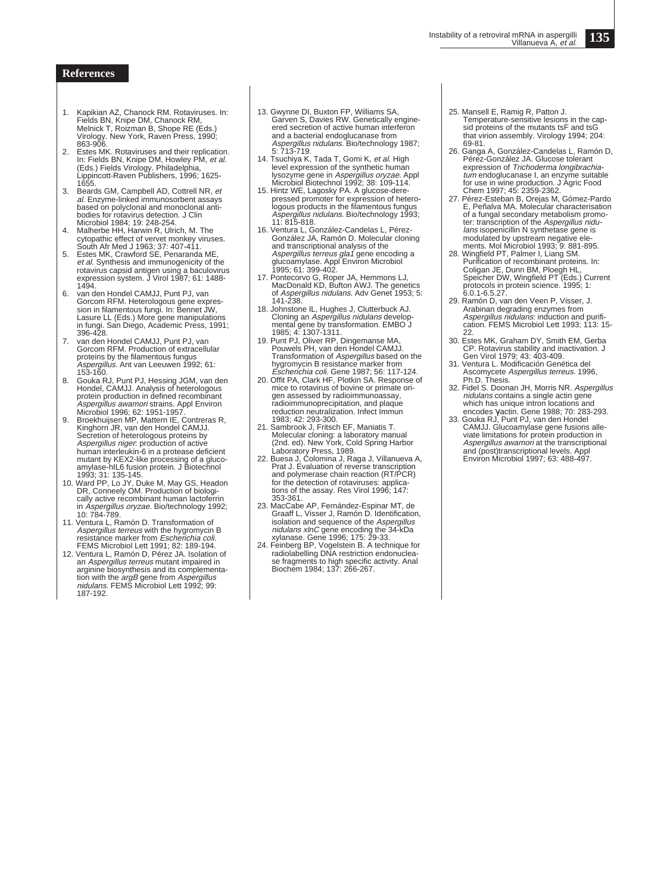## References

1. Kapikian AZ, Chanock RM. Rotaviruses. In: Fields BN, Knipe DM, Chanock RM, Melnick T, Roizman B, Shope RE (Eds.) Virology. New York, Raven Press, 1990; 863-906.
2. Estes MK. Rotaviruses and their replication. In: Fields BN, Knipe DM, Howley PM, *et al.* (Eds.) Fields Virology. Philadelphia, Lippincott-Raven Publishers, 1996; 1625-1655.
3. Beards GM, Campbell AD, Cottrell NR, *et al.* Enzyme-linked immunosorbent assays based on polyclonal and monoclonal antibodies for rotavirus detection. J Clin Microbiol 1984; 19: 248-254.
4. Malherbe HH, Harwin R, Ulrich, M. The cytopathic effect of vervet monkey viruses. South Afr Med J 1963; 37: 407-411.
5. Estes MK, Crawford SE, Penaranda ME, *et al.* Synthesis and immunogenicity of the rotavirus capsid antigen using a baculovirus expression system. J Virol 1987; 61: 1488-1494.
6. van den Hondel CAMJJ, Punt PJ, van Gorcom RFM. Heterologous gene expression in filamentous fungi. In: Bennet JW, Lasure LL (Eds.) More gene manipulations in fungi. San Diego, Academic Press, 1991; 396-428.
7. van den Hondel CAMJJ, Punt PJ, van Gorcom RFM. Production of extracellular proteins by the filamentous fungus *Aspergillus*. Ant van Leeuwen 1992; 61: 153-160.
8. Gouka RJ, Punt PJ, Hessing JGM, van den Hondel, CAMJJ. Analysis of heterologous protein production in defined recombinant *Aspergillus awamori* strains. Appl Environ Microbiol 1996; 62: 1951-1957.
9. Broekhuijsen MP, Mattern IE, Contreras R, Kinghorn JR, van den Hondel CAMJJ. Secretion of heterologous proteins by *Aspergillus niger*: production of active human interleukin-6 in a protease deficient mutant by KEX2-like processing of a glucoamylase-hIL6 fusion protein. J Biotechnol 1993; 31: 135-145.
10. Ward PP, Lo JY, Duke M, May GS, Headon DR, Conneely OM. Production of biologically active recombinant human lactoferrin in *Aspergillus oryzae*. Bio/technology 1992; 10: 784-789.
11. Ventura L, Ramón D. Transformation of *Aspergillus terreus* with the hygromycin B resistance marker from *Escherichia coli*. FEMS Microbiol Lett 1991; 82: 189-194.
12. Ventura L, Ramón D, Pérez JA. Isolation of an *Aspergillus terreus* mutant impaired in arginine biosynthesis and its complementation with the *argB* gene from *Aspergillus nidulans*. FEMS Microbiol Lett 1992; 99: 187-192.
13. Gwynne DI, Buxton FP, Williams SA, Garven S, Davies RW. Genetically engineered secretion of active human interferon and a bacterial endoglucanase from *Aspergillus nidulans*. Bio/technology 1987; 5: 713-719.
14. Tsuchiya K, Tada T, Gomi K, *et al.* High level expression of the synthetic human lysozyme gene in *Aspergillus oryzae*. Appl Microbiol Biotechnol 1992; 38: 109-114.
15. Hintz WE, Lagosky PA. A glucose-derepressed promoter for expression of heterologous products in the filamentous fungus *Aspergillus nidulans*. Bio/technology 1993; 11: 815-818.
16. Ventura L, González-Candelas L, Pérez-González JA, Ramón D. Molecular cloning and transcriptional analysis of the *Aspergillus terreus gla1* gene encoding a glucoamylase. Appl Environ Microbiol 1995; 61: 399-402.
17. Pontecorvo G, Roper JA, Hemmons LJ, MacDonald KD, Bufton AWJ. The genetics of *Aspergillus nidulans*. Adv Genet 1953; 5: 141-238.
18. Johnstone IL, Hughes J, Clutterbuck AJ. Cloning an *Aspergillus nidulans* developmental gene by transformation. EMBO J 1985; 4: 1307-1311.
19. Punt PJ, Oliver RP, Dingemanse MA, Pouwels PH, van den Hondel CAMJJ. Transformation of *Aspergillus* based on the hygromycin B resistance marker from *Escherichia coli*. Gene 1987; 56: 117-124.
20. Offit PA, Clark HF, Plotkin SA. Response of mice to rotavirus of bovine or primate origen assessed by radioimmunoassay, radioimmunoprecipitation, and plaque reduction neutralization. Infect Immun 1983; 42: 293-300.
21. Sambrook J, Fritsch EF, Maniatis T. Molecular cloning: a laboratory manual (2nd. ed). New York, Cold Spring Harbor Laboratory Press, 1989.
22. Buesa J, Colomina J, Raga J, Villanueva A, Prat J. Evaluation of reverse transcription and polymerase chain reaction (RT/PCR) for the detection of rotaviruses: applications of the assay. Res Virol 1996; 147: 353-361.
23. MacCabe AP, Fernández-Espinar MT, de Graaff L, Visser J, Ramón D. Identification, isolation and sequence of the *Aspergillus nidulans xlnC* gene encoding the 34-kDa xylanase. Gene 1996; 175: 29-33.
24. Feinberg BP, Vogelstein B. A technique for radiolabelling DNA restriction endonuclease fragments to high specific activity. Anal Biochem 1984; 137: 266-267.
25. Mansell E, Ramig R, Patton J. Temperature-sensitive lesions in the capsid proteins of the mutants tsF and tsG that virion assembly. Virology 1994; 204: 69-81.
26. Ganga A, González-Candelas L, Ramón D, Pérez-González JA. Glucose tolerant expression of *Trichoderma longibrachiatum* endoglucanase I, an enzyme suitable for use in wine production. J Agric Food Chem 1997; 45: 2359-2362.
27. Pérez-Esteban B, Orejas M, Gómez-Pardo E, Peñalva MA. Molecular characterisation of a fungal secondary metabolism promoter: transcription of the *Aspergillus nidulans* isopenicillin N synthetase gene is modulated by upstream negative elements. Mol Microbiol 1993; 9: 881-895.
28. Wingfield PT, Palmer I, Liang SM. Purification of recombinant proteins. In: Coligan JE, Dunn BM, Ploegh HL, Speicher DW, Wingfield PT (Eds.) Current protocols in protein science. 1995; 1: 6.0.1-6.5.27.
29. Ramón D, van den Veen P, Visser, J. Arabinan degrading enzymes from *Aspergillus nidulans*: induction and purification. FEMS Microbiol Lett 1993; 113: 15-22.
30. Estes MK, Graham DY, Smith EM, Gerba CP. Rotavirus stability and inactivation. J Gen Virol 1979; 43: 403-409.
31. Ventura L. Modificación Genética del Ascomycete *Aspergillus terreus*. 1996, Ph.D. Thesis.
32. Fidel S. Doonan JH, Morris NR. *Aspergillus nidulans* contains a single actin gene which has unique intron locations and encodes γ-actin. Gene 1988; 70: 283-293.
33. Gouka RJ, Punt PJ, van den Hondel CAMJJ. Glucoamylase gene fusions alleviate limitations for protein production in *Aspergillus awamori* at the transcriptional and (post)transcriptional levels. Appl Environ Microbiol 1997; 63: 488-497.